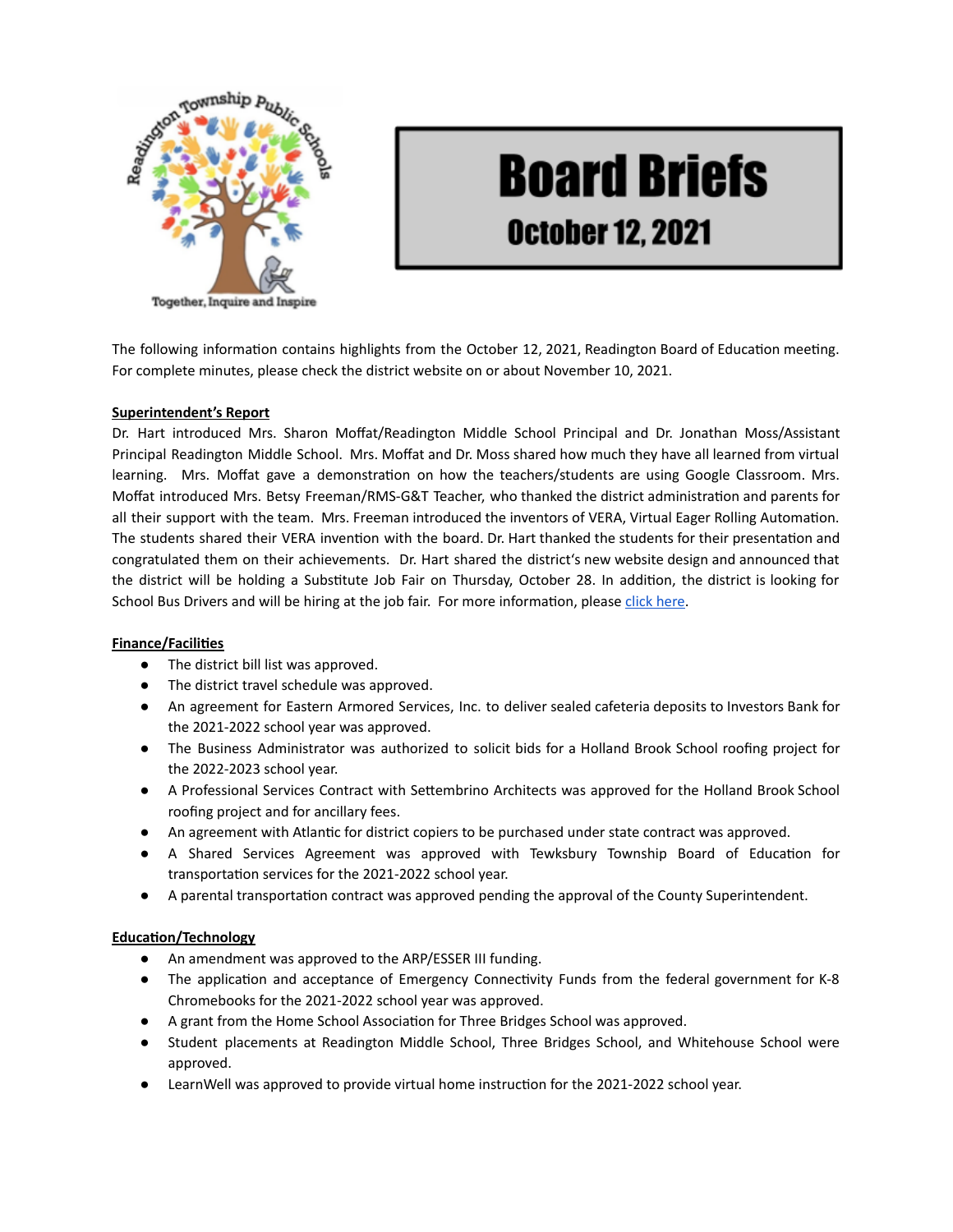Readington Township Public Schools

Together, Inquire and Inspire

# Board Briefs

## October 12, 2021

The following information contains highlights from the October 12, 2021, Readington Board of Education meeting. For complete minutes, please check the district website on or about November 10, 2021.

**Superintendent's Report**

Dr. Hart introduced Mrs. Sharon Moffat/Readington Middle School Principal and Dr. Jonathan Moss/Assistant Principal Readington Middle School. Mrs. Moffat and Dr. Moss shared how much they have all learned from virtual learning. Mrs. Moffat gave a demonstration on how the teachers/students are using Google Classroom. Mrs. Moffat introduced Mrs. Betsy Freeman/RMS-G&T Teacher, who thanked the district administration and parents for all their support with the team. Mrs. Freeman introduced the inventors of VERA, Virtual Eager Rolling Automation. The students shared their VERA invention with the board. Dr. Hart thanked the students for their presentation and congratulated them on their achievements. Dr. Hart shared the district's new website design and announced that the district will be holding a Substitute Job Fair on Thursday, October 28. In addition, the district is looking for School Bus Drivers and will be hiring at the job fair. For more information, please click here.

**Finance/Facilities**

- The district bill list was approved.
- The district travel schedule was approved.
- An agreement for Eastern Armored Services, Inc. to deliver sealed cafeteria deposits to Investors Bank for the 2021-2022 school year was approved.
- The Business Administrator was authorized to solicit bids for a Holland Brook School roofing project for the 2022-2023 school year.
- A Professional Services Contract with Settembrino Architects was approved for the Holland Brook School roofing project and for ancillary fees.
- An agreement with Atlantic for district copiers to be purchased under state contract was approved.
- A Shared Services Agreement was approved with Tewksbury Township Board of Education for transportation services for the 2021-2022 school year.
- A parental transportation contract was approved pending the approval of the County Superintendent.

**Education/Technology**

- An amendment was approved to the ARP/ESSER III funding.
- The application and acceptance of Emergency Connectivity Funds from the federal government for K-8 Chromebooks for the 2021-2022 school year was approved.
- A grant from the Home School Association for Three Bridges School was approved.
- Student placements at Readington Middle School, Three Bridges School, and Whitehouse School were approved.
- LearnWell was approved to provide virtual home instruction for the 2021-2022 school year.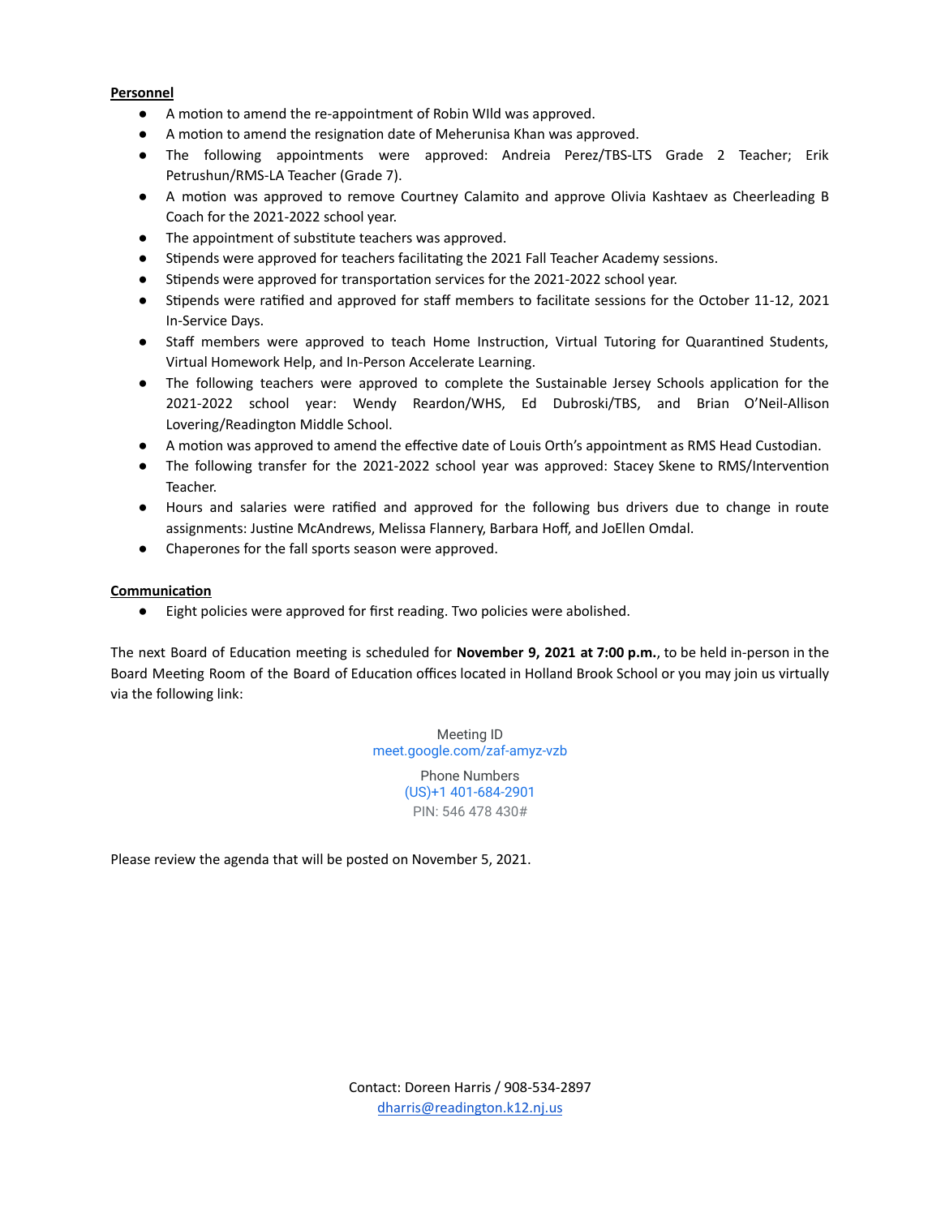**Personnel**

- A motion to amend the re-appointment of Robin WIld was approved.
- A motion to amend the resignation date of Meherunisa Khan was approved.
- The following appointments were approved: Andreia Perez/TBS-LTS Grade 2 Teacher; Erik Petrushun/RMS-LA Teacher (Grade 7).
- A motion was approved to remove Courtney Calamito and approve Olivia Kashtaev as Cheerleading B Coach for the 2021-2022 school year.
- The appointment of substitute teachers was approved.
- Stipends were approved for teachers facilitating the 2021 Fall Teacher Academy sessions.
- Stipends were approved for transportation services for the 2021-2022 school year.
- Stipends were ratified and approved for staff members to facilitate sessions for the October 11-12, 2021 In-Service Days.
- Staff members were approved to teach Home Instruction, Virtual Tutoring for Quarantined Students, Virtual Homework Help, and In-Person Accelerate Learning.
- The following teachers were approved to complete the Sustainable Jersey Schools application for the 2021-2022 school year: Wendy Reardon/WHS, Ed Dubroski/TBS, and Brian O'Neil-Allison Lovering/Readington Middle School.
- A motion was approved to amend the effective date of Louis Orth's appointment as RMS Head Custodian.
- The following transfer for the 2021-2022 school year was approved: Stacey Skene to RMS/Intervention Teacher.
- Hours and salaries were ratified and approved for the following bus drivers due to change in route assignments: Justine McAndrews, Melissa Flannery, Barbara Hoff, and JoEllen Omdal.
- Chaperones for the fall sports season were approved.

**Communication**

- Eight policies were approved for first reading. Two policies were abolished.

The next Board of Education meeting is scheduled for **November 9, 2021 at 7:00 p.m.**, to be held in-person in the Board Meeting Room of the Board of Education offices located in Holland Brook School or you may join us virtually via the following link:

Meeting ID
meet.google.com/zaf-amyz-vzb

Phone Numbers
(US)+1 401-684-2901
PIN: 546 478 430#

Please review the agenda that will be posted on November 5, 2021.

Contact: Doreen Harris / 908-534-2897
dharris@readington.k12.nj.us